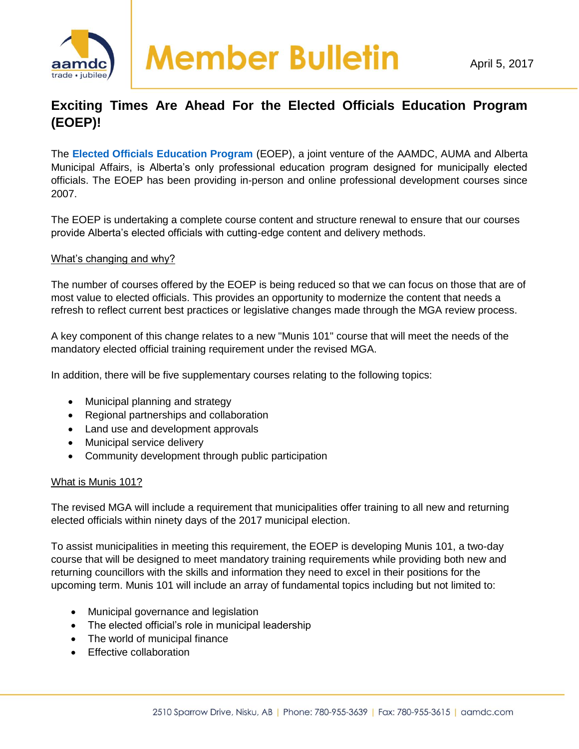# Member Bulletin

April 5, 2017

## Exciting Times Are Ahead For the Elected Officials Education Program (EOEP)!

The **Elected Officials Education Program** (EOEP), a joint venture of the AAMDC, AUMA and Alberta Municipal Affairs, is Alberta's only professional education program designed for municipally elected officials. The EOEP has been providing in-person and online professional development courses since 2007.

The EOEP is undertaking a complete course content and structure renewal to ensure that our courses provide Alberta's elected officials with cutting-edge content and delivery methods.

### What's changing and why?

The number of courses offered by the EOEP is being reduced so that we can focus on those that are of most value to elected officials. This provides an opportunity to modernize the content that needs a refresh to reflect current best practices or legislative changes made through the MGA review process.

A key component of this change relates to a new "Munis 101" course that will meet the needs of the mandatory elected official training requirement under the revised MGA.

In addition, there will be five supplementary courses relating to the following topics:

- Municipal planning and strategy
- Regional partnerships and collaboration
- Land use and development approvals
- Municipal service delivery
- Community development through public participation

### What is Munis 101?

The revised MGA will include a requirement that municipalities offer training to all new and returning elected officials within ninety days of the 2017 municipal election.

To assist municipalities in meeting this requirement, the EOEP is developing Munis 101, a two-day course that will be designed to meet mandatory training requirements while providing both new and returning councillors with the skills and information they need to excel in their positions for the upcoming term. Munis 101 will include an array of fundamental topics including but not limited to:

- Municipal governance and legislation
- The elected official's role in municipal leadership
- The world of municipal finance
- Effective collaboration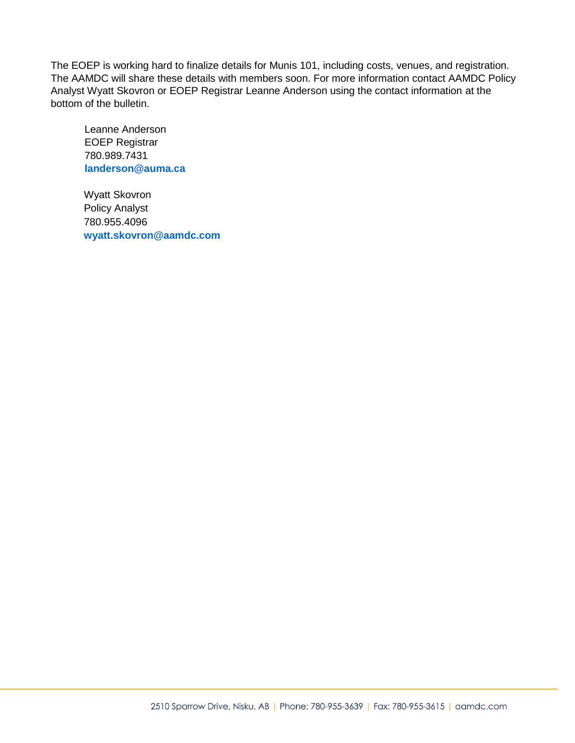The EOEP is working hard to finalize details for Munis 101, including costs, venues, and registration. The AAMDC will share these details with members soon. For more information contact AAMDC Policy Analyst Wyatt Skovron or EOEP Registrar Leanne Anderson using the contact information at the bottom of the bulletin.

Leanne Anderson
EOEP Registrar
780.989.7431
**landerson@auma.ca**

Wyatt Skovron
Policy Analyst
780.955.4096
**wyatt.skovron@aamdc.com**